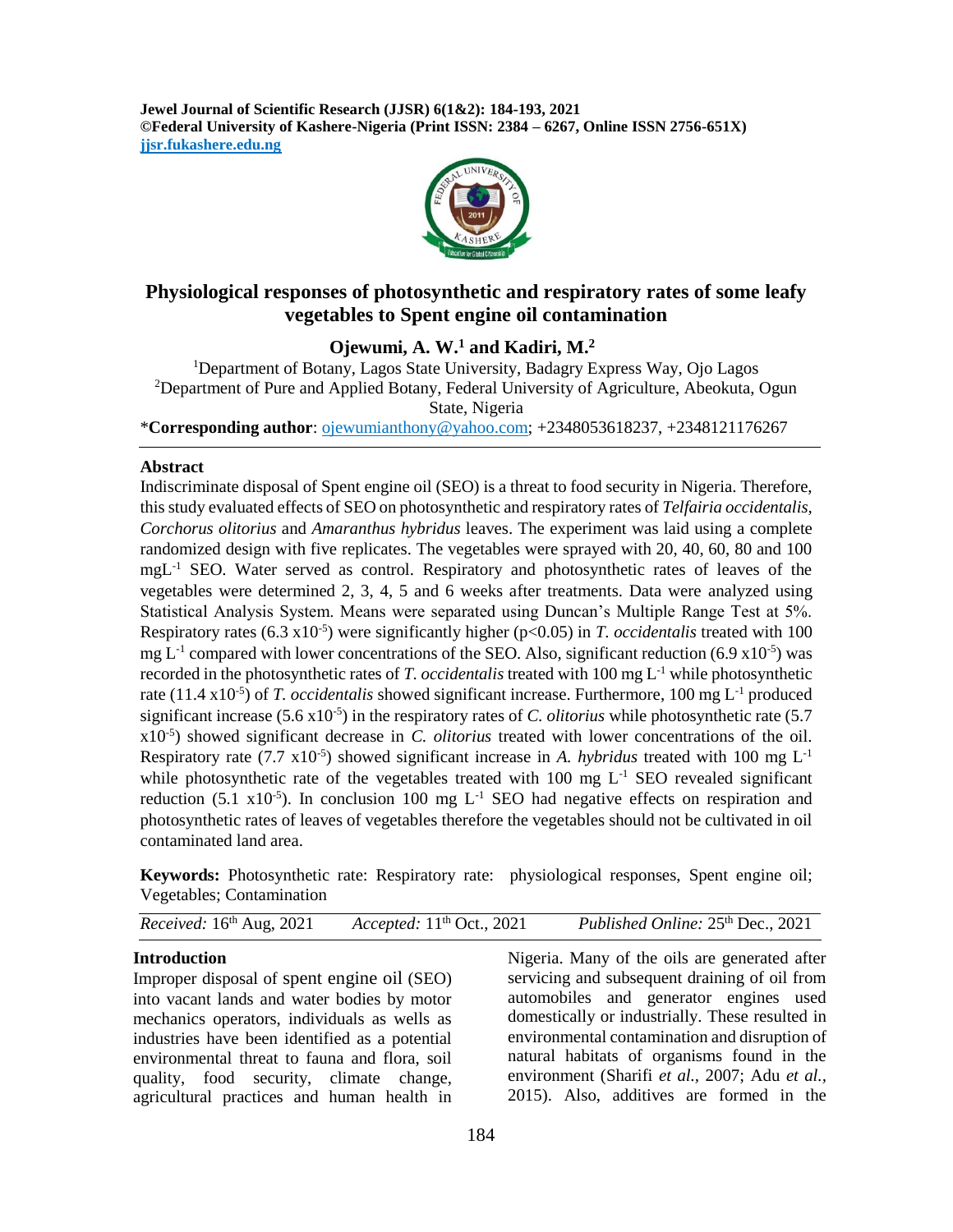# Physiological responses of photosynthetic and respiratory rates of some leafy vegetables to Spent engine oil contamination

**Ojewumi, A. W.[1] and Kadiri, M.[2]**

[1]Department of Botany, Lagos State University, Badagry Express Way, Ojo Lagos
[2]Department of Pure and Applied Botany, Federal University of Agriculture, Abeokuta, Ogun State, Nigeria

*__Corresponding author__: ojewumianthony@yahoo.com; +2348053618237, +2348121176267

## Abstract

Indiscriminate disposal of Spent engine oil (SEO) is a threat to food security in Nigeria. Therefore, this study evaluated effects of SEO on photosynthetic and respiratory rates of *Telfairia occidentalis, Corchorus olitorius* and *Amaranthus hybridus* leaves. The experiment was laid using a complete randomized design with five replicates. The vegetables were sprayed with 20, 40, 60, 80 and 100 $mgL^{-1}$ SEO. Water served as control. Respiratory and photosynthetic rates of leaves of the vegetables were determined 2, 3, 4, 5 and 6 weeks after treatments. Data were analyzed using Statistical Analysis System. Means were separated using Duncan's Multiple Range Test at 5%. Respiratory rates ($6.3 \times 10^{-5}$) were significantly higher ($p<0.05$) in *T. occidentalis* treated with 100 $mg\ L^{-1}$ compared with lower concentrations of the SEO. Also, significant reduction ($6.9 \times 10^{-5}$) was recorded in the photosynthetic rates of *T. occidentalis* treated with 100 $mg\ L^{-1}$ while photosynthetic rate ($11.4 \times 10^{-5}$) of *T. occidentalis* showed significant increase. Furthermore, 100 $mg\ L^{-1}$ produced significant increase ($5.6 \times 10^{-5}$) in the respiratory rates of *C. olitorius* while photosynthetic rate ($5.7 \times 10^{-5}$) showed significant decrease in *C. olitorius* treated with lower concentrations of the oil. Respiratory rate ($7.7 \times 10^{-5}$) showed significant increase in *A. hybridus* treated with 100 $mg\ L^{-1}$ while photosynthetic rate of the vegetables treated with 100 $mg\ L^{-1}$ SEO revealed significant reduction ($5.1 \times 10^{-5}$). In conclusion 100 $mg\ L^{-1}$ SEO had negative effects on respiration and photosynthetic rates of leaves of vegetables therefore the vegetables should not be cultivated in oil contaminated land area.

**Keywords:** Photosynthetic rate: Respiratory rate: physiological responses, Spent engine oil; Vegetables; Contamination

*Received:* 16th Aug, 2021 *Accepted:* 11th Oct., 2021 *Published Online:* 25th Dec., 2021

## Introduction

Improper disposal of spent engine oil (SEO) into vacant lands and water bodies by motor mechanics operators, individuals as wells as industries have been identified as a potential environmental threat to fauna and flora, soil quality, food security, climate change, agricultural practices and human health in Nigeria. Many of the oils are generated after servicing and subsequent draining of oil from automobiles and generator engines used domestically or industrially. These resulted in environmental contamination and disruption of natural habitats of organisms found in the environment (Sharifi *et al.,* 2007; Adu *et al.,* 2015). Also, additives are formed in the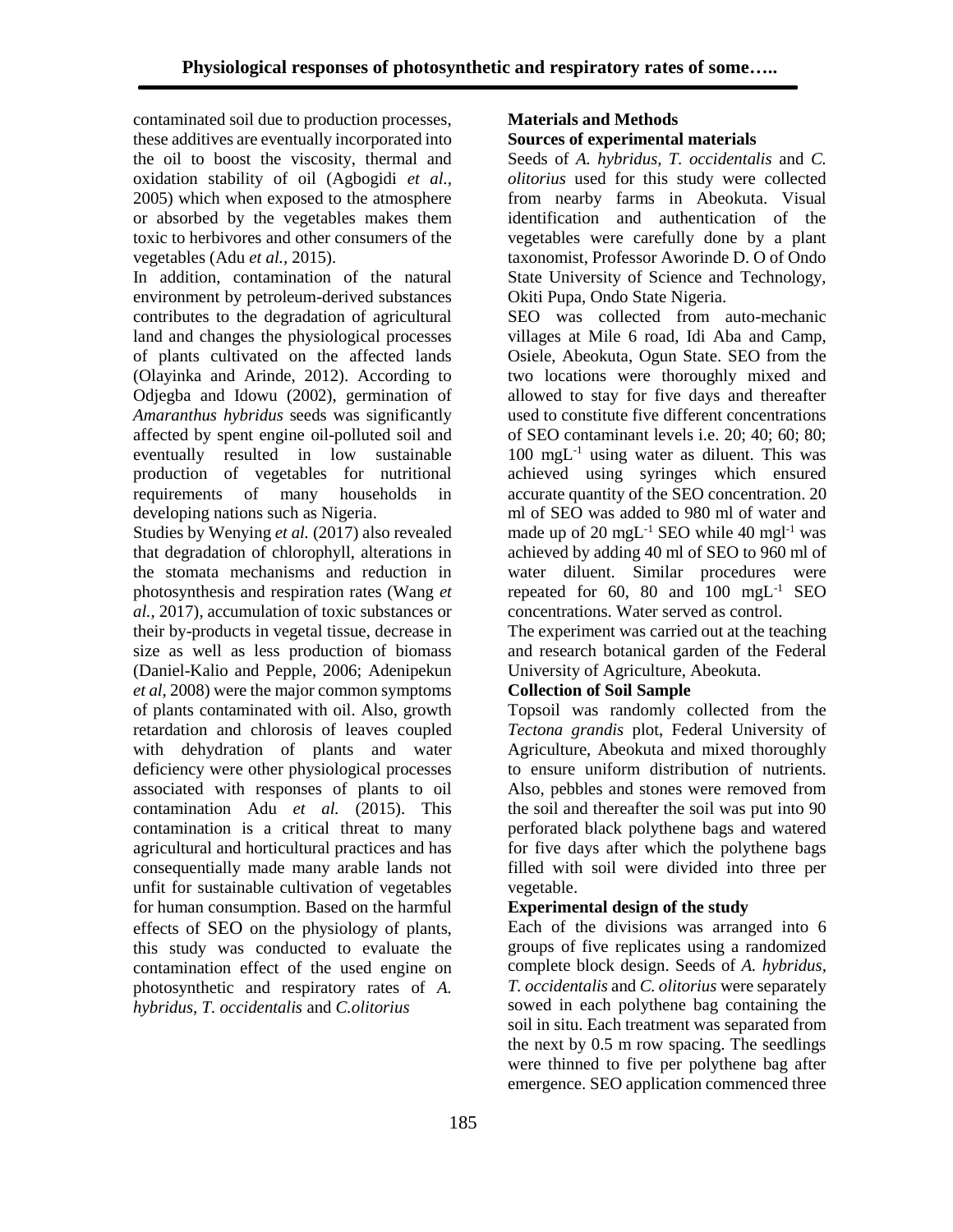contaminated soil due to production processes, these additives are eventually incorporated into the oil to boost the viscosity, thermal and oxidation stability of oil (Agbogidi *et al.,* 2005) which when exposed to the atmosphere or absorbed by the vegetables makes them toxic to herbivores and other consumers of the vegetables (Adu *et al.,* 2015).

In addition, contamination of the natural environment by petroleum-derived substances contributes to the degradation of agricultural land and changes the physiological processes of plants cultivated on the affected lands (Olayinka and Arinde, 2012). According to Odjegba and Idowu (2002), germination of *Amaranthus hybridus* seeds was significantly affected by spent engine oil-polluted soil and eventually resulted in low sustainable production of vegetables for nutritional requirements of many households in developing nations such as Nigeria.

Studies by Wenying *et al.* (2017) also revealed that degradation of chlorophyll, alterations in the stomata mechanisms and reduction in photosynthesis and respiration rates (Wang *et al.,* 2017), accumulation of toxic substances or their by-products in vegetal tissue, decrease in size as well as less production of biomass (Daniel-Kalio and Pepple, 2006; Adenipekun *et al,* 2008) were the major common symptoms of plants contaminated with oil. Also, growth retardation and chlorosis of leaves coupled with dehydration of plants and water deficiency were other physiological processes associated with responses of plants to oil contamination Adu *et al.* (2015). This contamination is a critical threat to many agricultural and horticultural practices and has consequentially made many arable lands not unfit for sustainable cultivation of vegetables for human consumption. Based on the harmful effects of SEO on the physiology of plants, this study was conducted to evaluate the contamination effect of the used engine on photosynthetic and respiratory rates of *A. hybridus*, *T. occidentalis* and *C.olitorius*

## Materials and Methods

### Sources of experimental materials

Seeds of *A. hybridus, T. occidentalis* and *C. olitorius* used for this study were collected from nearby farms in Abeokuta. Visual identification and authentication of the vegetables were carefully done by a plant taxonomist, Professor Aworinde D. O of Ondo State University of Science and Technology, Okiti Pupa, Ondo State Nigeria.

SEO was collected from auto-mechanic villages at Mile 6 road, Idi Aba and Camp, Osiele, Abeokuta, Ogun State. SEO from the two locations were thoroughly mixed and allowed to stay for five days and thereafter used to constitute five different concentrations of SEO contaminant levels i.e. 20; 40; 60; 80; 100 $mgL^{-1}$ using water as diluent. This was achieved using syringes which ensured accurate quantity of the SEO concentration. 20 ml of SEO was added to 980 ml of water and made up of 20 $mgL^{-1}$ SEO while 40 $mgl^{-1}$ was achieved by adding 40 ml of SEO to 960 ml of water diluent. Similar procedures were repeated for 60, 80 and 100 $mgL^{-1}$ SEO concentrations. Water served as control.

The experiment was carried out at the teaching and research botanical garden of the Federal University of Agriculture, Abeokuta.

### Collection of Soil Sample

Topsoil was randomly collected from the *Tectona grandis* plot, Federal University of Agriculture, Abeokuta and mixed thoroughly to ensure uniform distribution of nutrients. Also, pebbles and stones were removed from the soil and thereafter the soil was put into 90 perforated black polythene bags and watered for five days after which the polythene bags filled with soil were divided into three per vegetable.

### Experimental design of the study

Each of the divisions was arranged into 6 groups of five replicates using a randomized complete block design. Seeds of *A. hybridus, T. occidentalis* and *C. olitorius* were separately sowed in each polythene bag containing the soil in situ. Each treatment was separated from the next by 0.5 m row spacing. The seedlings were thinned to five per polythene bag after emergence. SEO application commenced three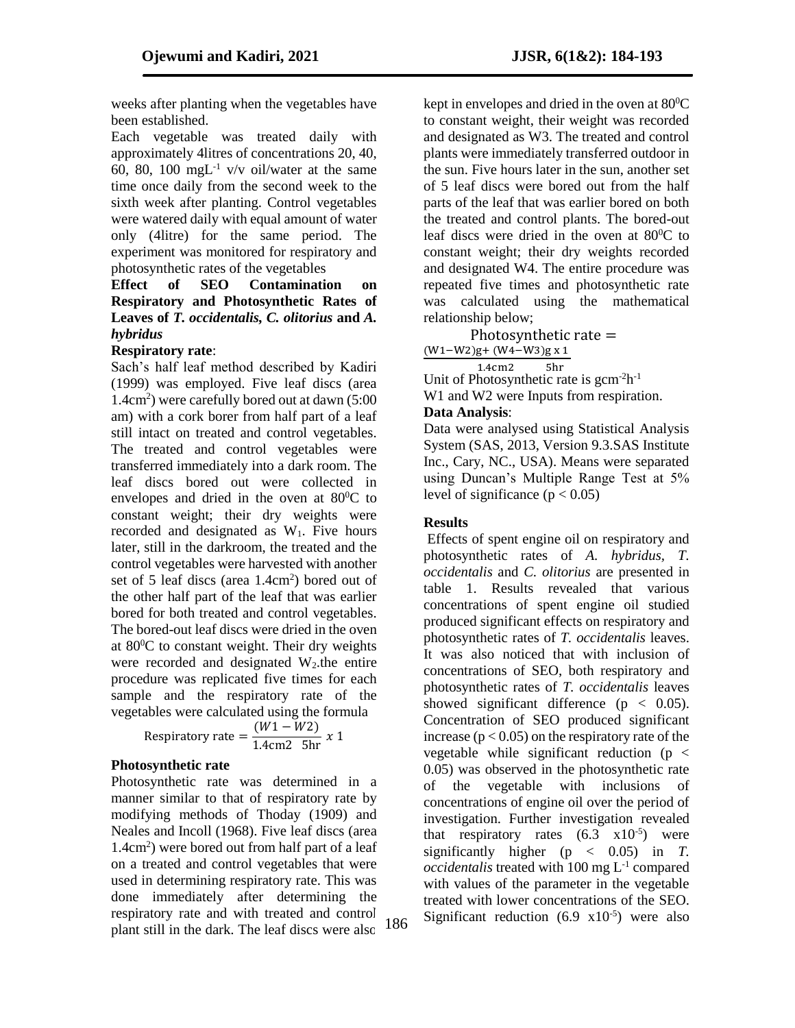weeks after planting when the vegetables have been established.

Each vegetable was treated daily with approximately 4litres of concentrations 20, 40, 60, 80, 100 $mgL^{-1}$ v/v oil/water at the same time once daily from the second week to the sixth week after planting. Control vegetables were watered daily with equal amount of water only (4litre) for the same period. The experiment was monitored for respiratory and photosynthetic rates of the vegetables

### Effect of SEO Contamination on Respiratory and Photosynthetic Rates of Leaves of *T. occidentalis*, *C. olitorius* and *A. hybridus*

**Respiratory rate**:

Sach's half leaf method described by Kadiri (1999) was employed. Five leaf discs (area $1.4cm^2$) were carefully bored out at dawn (5:00 am) with a cork borer from half part of a leaf still intact on treated and control vegetables. The treated and control vegetables were transferred immediately into a dark room. The leaf discs bored out were collected in envelopes and dried in the oven at $80^0C$ to constant weight; their dry weights were recorded and designated as $W_1$. Five hours later, still in the darkroom, the treated and the control vegetables were harvested with another set of 5 leaf discs (area $1.4cm^2$) bored out of the other half part of the leaf that was earlier bored for both treated and control vegetables. The bored-out leaf discs were dried in the oven at $80^0C$ to constant weight. Their dry weights were recorded and designated $W_2$.the entire procedure was replicated five times for each sample and the respiratory rate of the vegetables were calculated using the formula

$$\text{Respiratory rate} = \frac{(W1 - W2)}{1.4\text{cm}2 \quad 5\text{hr}} \; x \; 1$$

**Photosynthetic rate**

Photosynthetic rate was determined in a manner similar to that of respiratory rate by modifying methods of Thoday (1909) and Neales and Incoll (1968). Five leaf discs (area $1.4cm^2$) were bored out from half part of a leaf on a treated and control vegetables that were used in determining respiratory rate. This was done immediately after determining the respiratory rate and with treated and control plant still in the dark. The leaf discs were also kept in envelopes and dried in the oven at $80^0C$ to constant weight, their weight was recorded and designated as W3. The treated and control plants were immediately transferred outdoor in the sun. Five hours later in the sun, another set of 5 leaf discs were bored out from the half parts of the leaf that was earlier bored on both the treated and control plants. The bored-out leaf discs were dried in the oven at $80^0C$ to constant weight; their dry weights recorded and designated W4. The entire procedure was repeated five times and photosynthetic rate was calculated using the mathematical relationship below;

$$\text{Photosynthetic rate} = \frac{(\text{W1}-\text{W2})\text{g} + (\text{W4}-\text{W3})\text{g x 1}}{1.4\text{cm2} \quad 5\text{hr}}$$

Unit of Photosynthetic rate is $gcm^{-2}h^{-1}$

W1 and W2 were Inputs from respiration.

**Data Analysis**:

Data were analysed using Statistical Analysis System (SAS, 2013, Version 9.3.SAS Institute Inc., Cary, NC., USA). Means were separated using Duncan's Multiple Range Test at 5% level of significance ($p < 0.05$)

## Results

Effects of spent engine oil on respiratory and photosynthetic rates of *A. hybridus*, *T. occidentalis* and *C. olitorius* are presented in table 1. Results revealed that various concentrations of spent engine oil studied produced significant effects on respiratory and photosynthetic rates of *T. occidentalis* leaves. It was also noticed that with inclusion of concentrations of SEO, both respiratory and photosynthetic rates of *T. occidentalis* leaves showed significant difference ($p < 0.05$). Concentration of SEO produced significant increase ($p < 0.05$) on the respiratory rate of the vegetable while significant reduction ($p < 0.05$) was observed in the photosynthetic rate of the vegetable with inclusions of concentrations of engine oil over the period of investigation. Further investigation revealed that respiratory rates ($6.3 \times 10^{-5}$) were significantly higher ($p < 0.05$) in *T. occidentalis* treated with 100 mg $L^{-1}$ compared with values of the parameter in the vegetable treated with lower concentrations of the SEO. Significant reduction ($6.9 \times 10^{-5}$) were also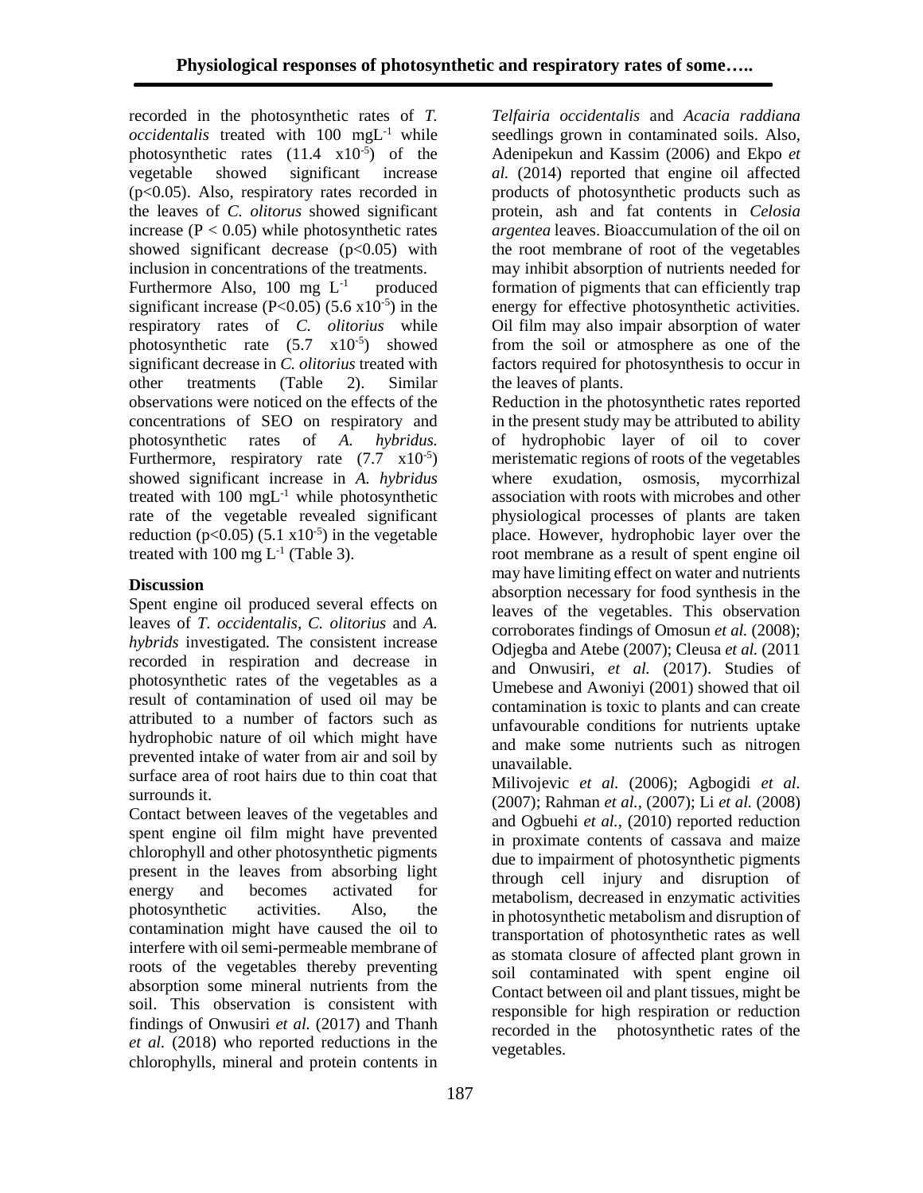recorded in the photosynthetic rates of *T. occidentalis* treated with 100 $mgL^{-1}$ while photosynthetic rates ($11.4 \times 10^{-5}$) of the vegetable showed significant increase ($p<0.05$). Also, respiratory rates recorded in the leaves of *C. olitorus* showed significant increase ($P < 0.05$) while photosynthetic rates showed significant decrease ($p<0.05$) with inclusion in concentrations of the treatments. Furthermore Also, 100 mg $L^{-1}$ produced significant increase ($P<0.05$) ($5.6 \times 10^{-5}$) in the respiratory rates of *C. olitorius* while photosynthetic rate ($5.7 \times 10^{-5}$) showed significant decrease in *C. olitorius* treated with other treatments (Table 2). Similar observations were noticed on the effects of the concentrations of SEO on respiratory and photosynthetic rates of *A. hybridus.* Furthermore, respiratory rate ($7.7 \times 10^{-5}$) showed significant increase in *A. hybridus* treated with 100 $mgL^{-1}$ while photosynthetic rate of the vegetable revealed significant reduction ($p<0.05$) ($5.1 \times 10^{-5}$) in the vegetable treated with 100 mg $L^{-1}$ (Table 3).

## Discussion

Spent engine oil produced several effects on leaves of *T. occidentalis, C. olitorius* and *A. hybrids* investigated*.* The consistent increase recorded in respiration and decrease in photosynthetic rates of the vegetables as a result of contamination of used oil may be attributed to a number of factors such as hydrophobic nature of oil which might have prevented intake of water from air and soil by surface area of root hairs due to thin coat that surrounds it.

Contact between leaves of the vegetables and spent engine oil film might have prevented chlorophyll and other photosynthetic pigments present in the leaves from absorbing light energy and becomes activated for photosynthetic activities. Also, the contamination might have caused the oil to interfere with oil semi-permeable membrane of roots of the vegetables thereby preventing absorption some mineral nutrients from the soil. This observation is consistent with findings of Onwusiri *et al.* (2017) and Thanh *et al.* (2018) who reported reductions in the chlorophylls, mineral and protein contents in *Telfairia occidentalis* and *Acacia raddiana* seedlings grown in contaminated soils. Also, Adenipekun and Kassim (2006) and Ekpo *et al.* (2014) reported that engine oil affected products of photosynthetic products such as protein, ash and fat contents in *Celosia argentea* leaves. Bioaccumulation of the oil on the root membrane of root of the vegetables may inhibit absorption of nutrients needed for formation of pigments that can efficiently trap energy for effective photosynthetic activities. Oil film may also impair absorption of water from the soil or atmosphere as one of the factors required for photosynthesis to occur in the leaves of plants.

Reduction in the photosynthetic rates reported in the present study may be attributed to ability of hydrophobic layer of oil to cover meristematic regions of roots of the vegetables where exudation, osmosis, mycorrhizal association with roots with microbes and other physiological processes of plants are taken place. However, hydrophobic layer over the root membrane as a result of spent engine oil may have limiting effect on water and nutrients absorption necessary for food synthesis in the leaves of the vegetables. This observation corroborates findings of Omosun *et al.* (2008); Odjegba and Atebe (2007); Cleusa *et al.* (2011 and Onwusiri, *et al.* (2017). Studies of Umebese and Awoniyi (2001) showed that oil contamination is toxic to plants and can create unfavourable conditions for nutrients uptake and make some nutrients such as nitrogen unavailable.

Milivojevic *et al.* (2006); Agbogidi *et al.* (2007); Rahman *et al.,* (2007); Li *et al.* (2008) and Ogbuehi *et al.,* (2010) reported reduction in proximate contents of cassava and maize due to impairment of photosynthetic pigments through cell injury and disruption of metabolism, decreased in enzymatic activities in photosynthetic metabolism and disruption of transportation of photosynthetic rates as well as stomata closure of affected plant grown in soil contaminated with spent engine oil Contact between oil and plant tissues, might be responsible for high respiration or reduction recorded in the photosynthetic rates of the vegetables.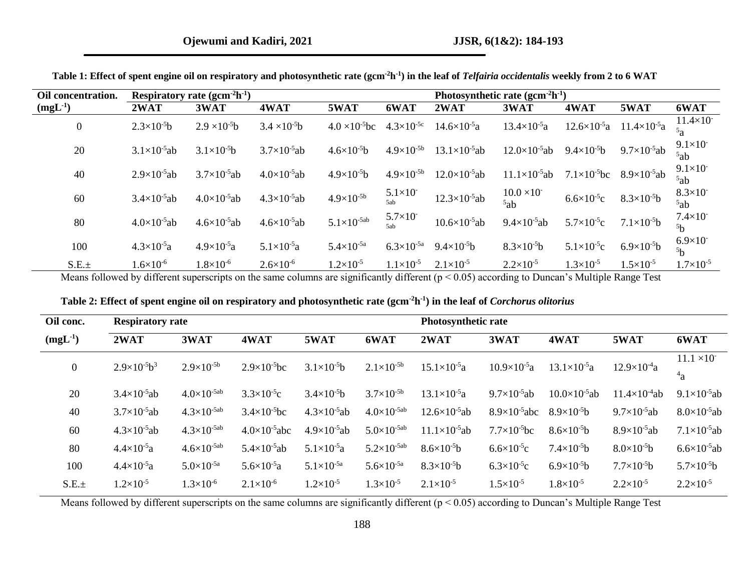**Table 1: Effect of spent engine oil on respiratory and photosynthetic rate ($gcm^{-2}h^{-1}$) in the leaf of *Telfairia occidentalis* weekly from 2 to 6 WAT**

| Oil concentration. ($mgL^{-1}$) | Respiratory rate ($gcm^{-2}h^{-1}$) | | | | | Photosynthetic rate ($gcm^{-2}h^{-1}$) | | | | |
|---|---|---|---|---|---|---|---|---|---|---|
| | 2WAT | 3WAT | 4WAT | 5WAT | 6WAT | 2WAT | 3WAT | 4WAT | 5WAT | 6WAT |
| 0 | $2.3\times10^{-5}$b | $2.9\times10^{-5}$b | $3.4\times10^{-5}$b | $4.0\times10^{-5}$bc | $4.3\times10^{-5c}$ | $14.6\times10^{-5}$a | $13.4\times10^{-5}$a | $12.6\times10^{-5}$a | $11.4\times10^{-5}$a | $11.4\times10^{-5}$a |
| 20 | $3.1\times10^{-5}$ab | $3.1\times10^{-5}$b | $3.7\times10^{-5}$ab | $4.6\times10^{-5}$b | $4.9\times10^{-5b}$ | $13.1\times10^{-5}$ab | $12.0\times10^{-5}$ab | $9.4\times10^{-5}$b | $9.7\times10^{-5}$ab | $9.1\times10^{-5}$ab |
| 40 | $2.9\times10^{-5}$ab | $3.7\times10^{-5}$ab | $4.0\times10^{-5}$ab | $4.9\times10^{-5}$b | $4.9\times10^{-5b}$ | $12.0\times10^{-5}$ab | $11.1\times10^{-5}$ab | $7.1\times10^{-5}$bc | $8.9\times10^{-5}$ab | $9.1\times10^{-5}$ab |
| 60 | $3.4\times10^{-5}$ab | $4.0\times10^{-5}$ab | $4.3\times10^{-5}$ab | $4.9\times10^{-5b}$ | $5.1\times10^{-5ab}$ | $12.3\times10^{-5}$ab | $10.0\times10^{-5}$ab | $6.6\times10^{-5}$c | $8.3\times10^{-5}$b | $8.3\times10^{-5}$ab |
| 80 | $4.0\times10^{-5}$ab | $4.6\times10^{-5}$ab | $4.6\times10^{-5}$ab | $5.1\times10^{-5ab}$ | $5.7\times10^{-5ab}$ | $10.6\times10^{-5}$ab | $9.4\times10^{-5}$ab | $5.7\times10^{-5}$c | $7.1\times10^{-5}$b | $7.4\times10^{-5}$b |
| 100 | $4.3\times10^{-5}$a | $4.9\times10^{-5}$a | $5.1\times10^{-5}$a | $5.4\times10^{-5a}$ | $6.3\times10^{-5a}$ | $9.4\times10^{-5}$b | $8.3\times10^{-5}$b | $5.1\times10^{-5}$c | $6.9\times10^{-5}$b | $6.9\times10^{-5}$b |
| S.E.± | $1.6\times10^{-6}$ | $1.8\times10^{-6}$ | $2.6\times10^{-6}$ | $1.2\times10^{-5}$ | $1.1\times10^{-5}$ | $2.1\times10^{-5}$ | $2.2\times10^{-5}$ | $1.3\times10^{-5}$ | $1.5\times10^{-5}$ | $1.7\times10^{-5}$ |

Means followed by different superscripts on the same columns are significantly different ($p < 0.05$) according to Duncan's Multiple Range Test

**Table 2: Effect of spent engine oil on respiratory and photosynthetic rate ($gcm^{-2}h^{-1}$) in the leaf of *Corchorus olitorius***

| Oil conc. ($mgL^{-1}$) | Respiratory rate | | | | | Photosynthetic rate | | | | |
|---|---|---|---|---|---|---|---|---|---|---|
| | 2WAT | 3WAT | 4WAT | 5WAT | 6WAT | 2WAT | 3WAT | 4WAT | 5WAT | 6WAT |
| 0 | $2.9\times10^{-5}$b[3] | $2.9\times10^{-5b}$ | $2.9\times10^{-5}$bc | $3.1\times10^{-5}$b | $2.1\times10^{-5b}$ | $15.1\times10^{-5}$a | $10.9\times10^{-5}$a | $13.1\times10^{-5}$a | $12.9\times10^{-4}$a | $11.1\times10^{-4}$a |
| 20 | $3.4\times10^{-5}$ab | $4.0\times10^{-5ab}$ | $3.3\times10^{-5}$c | $3.4\times10^{-5}$b | $3.7\times10^{-5b}$ | $13.1\times10^{-5}$a | $9.7\times10^{-5}$ab | $10.0\times10^{-5}$ab | $11.4\times10^{-4}$ab | $9.1\times10^{-5}$ab |
| 40 | $3.7\times10^{-5}$ab | $4.3\times10^{-5ab}$ | $3.4\times10^{-5}$bc | $4.3\times10^{-5}$ab | $4.0\times10^{-5ab}$ | $12.6\times10^{-5}$ab | $8.9\times10^{-5}$abc | $8.9\times10^{-5}$b | $9.7\times10^{-5}$ab | $8.0\times10^{-5}$ab |
| 60 | $4.3\times10^{-5}$ab | $4.3\times10^{-5ab}$ | $4.0\times10^{-5}$abc | $4.9\times10^{-5}$ab | $5.0\times10^{-5ab}$ | $11.1\times10^{-5}$ab | $7.7\times10^{-5}$bc | $8.6\times10^{-5}$b | $8.9\times10^{-5}$ab | $7.1\times10^{-5}$ab |
| 80 | $4.4\times10^{-5}$a | $4.6\times10^{-5ab}$ | $5.4\times10^{-5}$ab | $5.1\times10^{-5}$a | $5.2\times10^{-5ab}$ | $8.6\times10^{-5}$b | $6.6\times10^{-5}$c | $7.4\times10^{-5}$b | $8.0\times10^{-5}$b | $6.6\times10^{-5}$ab |
| 100 | $4.4\times10^{-5}$a | $5.0\times10^{-5a}$ | $5.6\times10^{-5}$a | $5.1\times10^{-5a}$ | $5.6\times10^{-5a}$ | $8.3\times10^{-5}$b | $6.3\times10^{-5}$c | $6.9\times10^{-5}$b | $7.7\times10^{-5}$b | $5.7\times10^{-5}$b |
| S.E.± | $1.2\times10^{-5}$ | $1.3\times10^{-6}$ | $2.1\times10^{-6}$ | $1.2\times10^{-5}$ | $1.3\times10^{-5}$ | $2.1\times10^{-5}$ | $1.5\times10^{-5}$ | $1.8\times10^{-5}$ | $2.2\times10^{-5}$ | $2.2\times10^{-5}$ |

Means followed by different superscripts on the same columns are significantly different ($p < 0.05$) according to Duncan's Multiple Range Test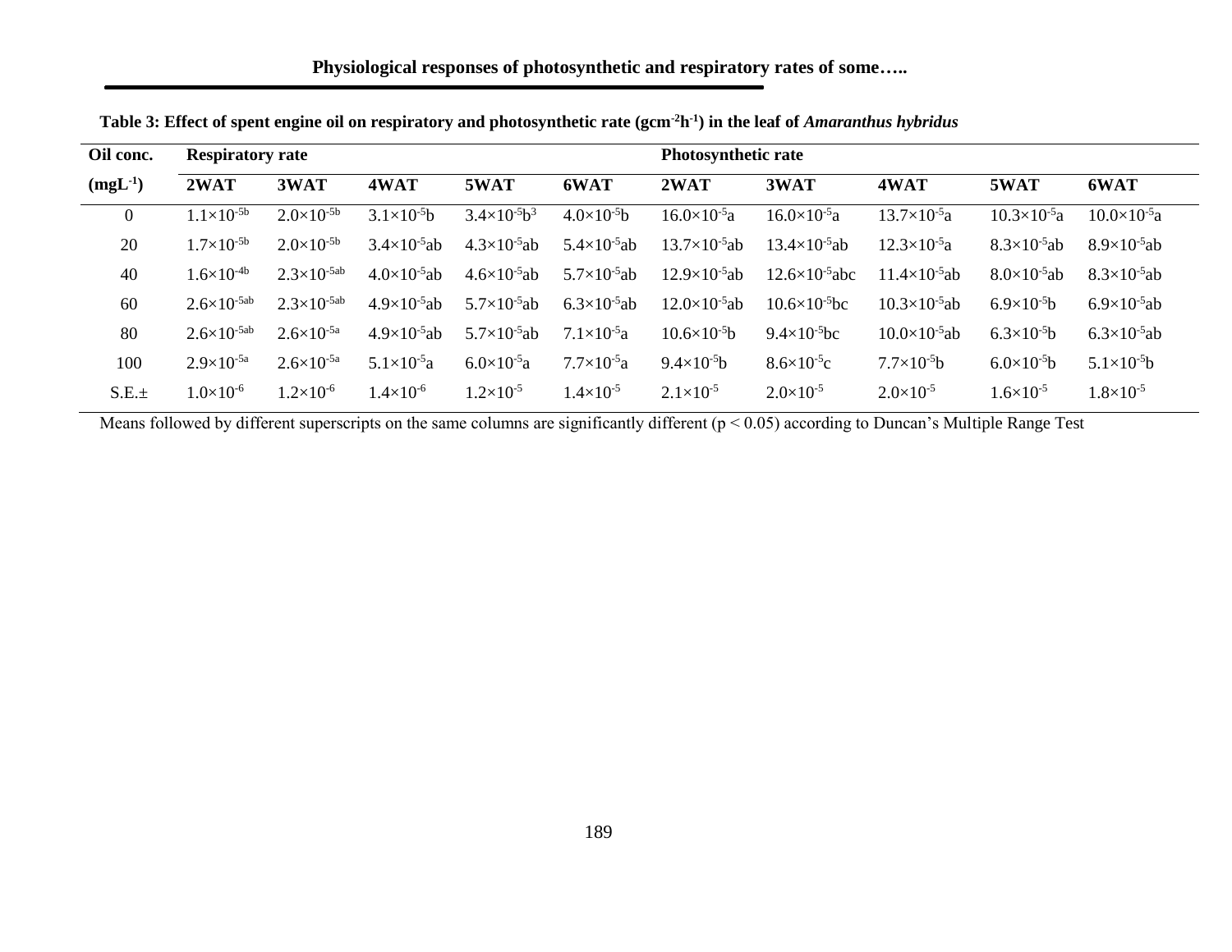**Table 3: Effect of spent engine oil on respiratory and photosynthetic rate ($gcm^{-2}h^{-1}$) in the leaf of *Amaranthus hybridus***

| Oil conc. | Respiratory rate | | | | | Photosynthetic rate | | | | |
|---|---|---|---|---|---|---|---|---|---|---|
| ($mgL^{-1}$) | 2WAT | 3WAT | 4WAT | 5WAT | 6WAT | 2WAT | 3WAT | 4WAT | 5WAT | 6WAT |
| 0 | $1.1\times10^{-5b}$ | $2.0\times10^{-5b}$ | $3.1\times10^{-5}$b | $3.4\times10^{-5}$b$^{3}$ | $4.0\times10^{-5}$b | $16.0\times10^{-5}$a | $16.0\times10^{-5}$a | $13.7\times10^{-5}$a | $10.3\times10^{-5}$a | $10.0\times10^{-5}$a |
| 20 | $1.7\times10^{-5b}$ | $2.0\times10^{-5b}$ | $3.4\times10^{-5}$ab | $4.3\times10^{-5}$ab | $5.4\times10^{-5}$ab | $13.7\times10^{-5}$ab | $13.4\times10^{-5}$ab | $12.3\times10^{-5}$a | $8.3\times10^{-5}$ab | $8.9\times10^{-5}$ab |
| 40 | $1.6\times10^{-4b}$ | $2.3\times10^{-5ab}$ | $4.0\times10^{-5}$ab | $4.6\times10^{-5}$ab | $5.7\times10^{-5}$ab | $12.9\times10^{-5}$ab | $12.6\times10^{-5}$abc | $11.4\times10^{-5}$ab | $8.0\times10^{-5}$ab | $8.3\times10^{-5}$ab |
| 60 | $2.6\times10^{-5ab}$ | $2.3\times10^{-5ab}$ | $4.9\times10^{-5}$ab | $5.7\times10^{-5}$ab | $6.3\times10^{-5}$ab | $12.0\times10^{-5}$ab | $10.6\times10^{-5}$bc | $10.3\times10^{-5}$ab | $6.9\times10^{-5}$b | $6.9\times10^{-5}$ab |
| 80 | $2.6\times10^{-5ab}$ | $2.6\times10^{-5a}$ | $4.9\times10^{-5}$ab | $5.7\times10^{-5}$ab | $7.1\times10^{-5}$a | $10.6\times10^{-5}$b | $9.4\times10^{-5}$bc | $10.0\times10^{-5}$ab | $6.3\times10^{-5}$b | $6.3\times10^{-5}$ab |
| 100 | $2.9\times10^{-5a}$ | $2.6\times10^{-5a}$ | $5.1\times10^{-5}$a | $6.0\times10^{-5}$a | $7.7\times10^{-5}$a | $9.4\times10^{-5}$b | $8.6\times10^{-5}$c | $7.7\times10^{-5}$b | $6.0\times10^{-5}$b | $5.1\times10^{-5}$b |
| S.E.± | $1.0\times10^{-6}$ | $1.2\times10^{-6}$ | $1.4\times10^{-6}$ | $1.2\times10^{-5}$ | $1.4\times10^{-5}$ | $2.1\times10^{-5}$ | $2.0\times10^{-5}$ | $2.0\times10^{-5}$ | $1.6\times10^{-5}$ | $1.8\times10^{-5}$ |

Means followed by different superscripts on the same columns are significantly different ($p < 0.05$) according to Duncan's Multiple Range Test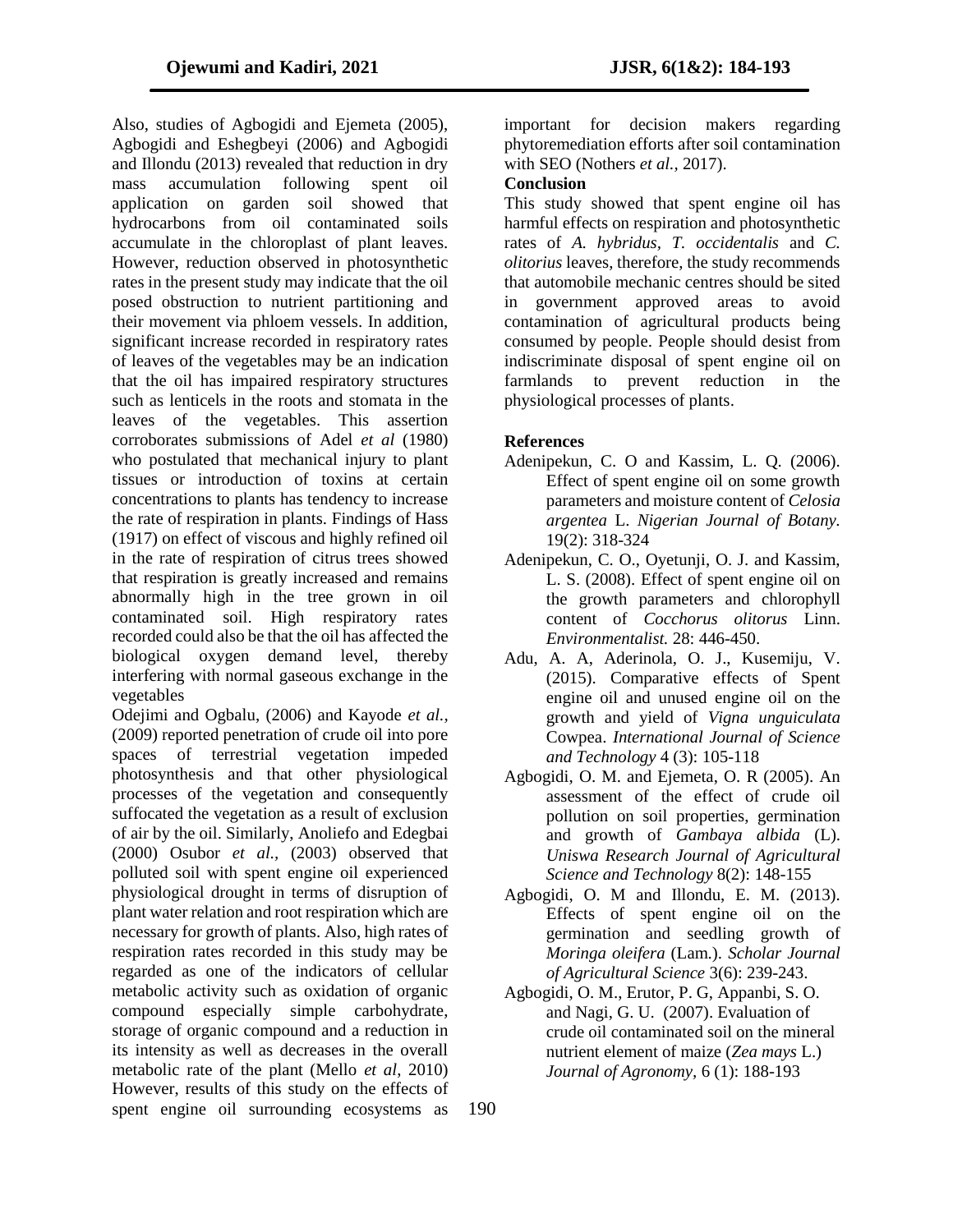Also, studies of Agbogidi and Ejemeta (2005), Agbogidi and Eshegbeyi (2006) and Agbogidi and Illondu (2013) revealed that reduction in dry mass accumulation following spent oil application on garden soil showed that hydrocarbons from oil contaminated soils accumulate in the chloroplast of plant leaves. However, reduction observed in photosynthetic rates in the present study may indicate that the oil posed obstruction to nutrient partitioning and their movement via phloem vessels. In addition, significant increase recorded in respiratory rates of leaves of the vegetables may be an indication that the oil has impaired respiratory structures such as lenticels in the roots and stomata in the leaves of the vegetables. This assertion corroborates submissions of Adel *et al* (1980) who postulated that mechanical injury to plant tissues or introduction of toxins at certain concentrations to plants has tendency to increase the rate of respiration in plants. Findings of Hass (1917) on effect of viscous and highly refined oil in the rate of respiration of citrus trees showed that respiration is greatly increased and remains abnormally high in the tree grown in oil contaminated soil. High respiratory rates recorded could also be that the oil has affected the biological oxygen demand level, thereby interfering with normal gaseous exchange in the vegetables

Odejimi and Ogbalu, (2006) and Kayode *et al.*, (2009) reported penetration of crude oil into pore spaces of terrestrial vegetation impeded photosynthesis and that other physiological processes of the vegetation and consequently suffocated the vegetation as a result of exclusion of air by the oil. Similarly, Anoliefo and Edegbai (2000) Osubor *et al.*, (2003) observed that polluted soil with spent engine oil experienced physiological drought in terms of disruption of plant water relation and root respiration which are necessary for growth of plants. Also, high rates of respiration rates recorded in this study may be regarded as one of the indicators of cellular metabolic activity such as oxidation of organic compound especially simple carbohydrate, storage of organic compound and a reduction in its intensity as well as decreases in the overall metabolic rate of the plant (Mello *et al*, 2010) However, results of this study on the effects of spent engine oil surrounding ecosystems as important for decision makers regarding phytoremediation efforts after soil contamination with SEO (Nothers *et al.*, 2017).

## Conclusion

This study showed that spent engine oil has harmful effects on respiration and photosynthetic rates of *A. hybridus*, *T. occidentalis* and *C. olitorius* leaves, therefore, the study recommends that automobile mechanic centres should be sited in government approved areas to avoid contamination of agricultural products being consumed by people. People should desist from indiscriminate disposal of spent engine oil on farmlands to prevent reduction in the physiological processes of plants.

## References

Adenipekun, C. O and Kassim, L. Q. (2006). Effect of spent engine oil on some growth parameters and moisture content of *Celosia argentea* L. *Nigerian Journal of Botany.* 19(2): 318-324

Adenipekun, C. O., Oyetunji, O. J. and Kassim, L. S. (2008). Effect of spent engine oil on the growth parameters and chlorophyll content of *Cocchorus olitorus* Linn. *Environmentalist.* 28: 446-450.

Adu, A. A, Aderinola, O. J., Kusemiju, V. (2015). Comparative effects of Spent engine oil and unused engine oil on the growth and yield of *Vigna unguiculata* Cowpea. *International Journal of Science and Technology* 4 (3): 105-118

Agbogidi, O. M. and Ejemeta, O. R (2005). An assessment of the effect of crude oil pollution on soil properties, germination and growth of *Gambaya albida* (L). *Uniswa Research Journal of Agricultural Science and Technology* 8(2): 148-155

Agbogidi, O. M and Illondu, E. M. (2013). Effects of spent engine oil on the germination and seedling growth of *Moringa oleifera* (Lam.). *Scholar Journal of Agricultural Science* 3(6): 239-243.

Agbogidi, O. M., Erutor, P. G, Appanbi, S. O. and Nagi, G. U. (2007). Evaluation of crude oil contaminated soil on the mineral nutrient element of maize (*Zea mays* L.) *Journal of Agronomy,* 6 (1): 188-193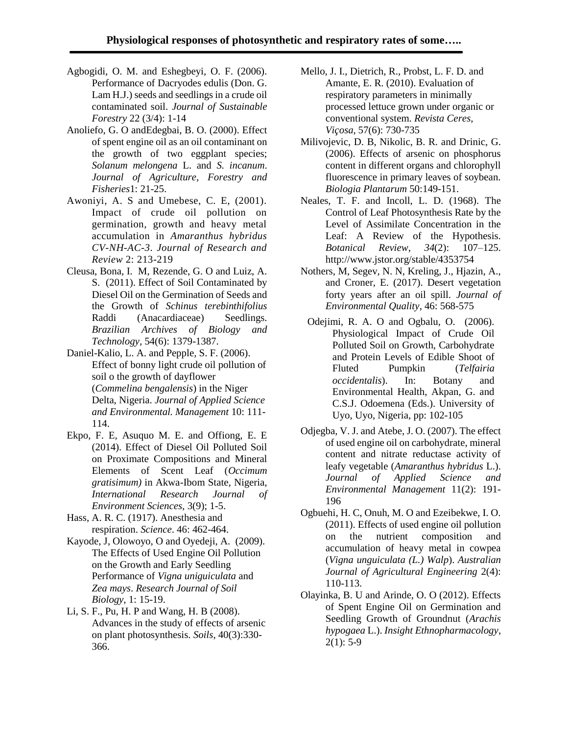Agbogidi, O. M. and Eshegbeyi, O. F. (2006). Performance of Dacryodes edulis (Don. G. Lam H.J.) seeds and seedlings in a crude oil contaminated soil. *Journal of Sustainable Forestry* 22 (3/4): 1-14

Anoliefo, G. O andEdegbai, B. O. (2000). Effect of spent engine oil as an oil contaminant on the growth of two eggplant species; *Solanum melongena* L. and *S. incanum*. *Journal of Agriculture, Forestry and Fisheries*1: 21-25.

Awoniyi, A. S and Umebese, C. E, (2001). Impact of crude oil pollution on germination, growth and heavy metal accumulation in *Amaranthus hybridus CV-NH-AC-3*. *Journal of Research and Review* 2: 213-219

Cleusa, Bona, I. M, Rezende, G. O and Luiz, A. S. (2011). Effect of Soil Contaminated by Diesel Oil on the Germination of Seeds and the Growth of *Schinus terebinthifolius* Raddi (Anacardiaceae) Seedlings. *Brazilian Archives of Biology and Technology*, 54(6): 1379-1387.

Daniel-Kalio, L. A. and Pepple, S. F. (2006). Effect of bonny light crude oil pollution of soil o the growth of dayflower (*Commelina bengalensis*) in the Niger Delta, Nigeria. *Journal of Applied Science and Environmental. Management* 10: 111-114.

Ekpo, F. E, Asuquo M. E. and Offiong, E. E (2014). Effect of Diesel Oil Polluted Soil on Proximate Compositions and Mineral Elements of Scent Leaf (*Occimum gratisimum)* in Akwa-Ibom State, Nigeria, *International Research Journal of Environment Sciences*, 3(9); 1-5.

Hass, A. R. C. (1917). Anesthesia and respiration. *Science*. 46: 462-464.

Kayode, J, Olowoyo, O and Oyedeji, A. (2009). The Effects of Used Engine Oil Pollution on the Growth and Early Seedling Performance of *Vigna uniguiculata* and *Zea mays*. *Research Journal of Soil Biology*, 1: 15-19.

Li, S. F., Pu, H. P and Wang, H. B (2008). Advances in the study of effects of arsenic on plant photosynthesis. *Soils*, 40(3):330-366.

Mello, J. I., Dietrich, R., Probst, L. F. D. and Amante, E. R. (2010). Evaluation of respiratory parameters in minimally processed lettuce grown under organic or conventional system. *Revista Ceres, Viçosa,* 57(6): 730-735

Milivojevic, D. B, Nikolic, B. R. and Drinic, G. (2006). Effects of arsenic on phosphorus content in different organs and chlorophyll fluorescence in primary leaves of soybean. *Biologia Plantarum* 50:149-151.

Neales, T. F. and Incoll, L. D. (1968). The Control of Leaf Photosynthesis Rate by the Level of Assimilate Concentration in the Leaf: A Review of the Hypothesis. *Botanical Review*, *34*(2): 107–125. http://www.jstor.org/stable/4353754

Nothers, M, Segev, N. N, Kreling, J., Hjazin, A., and Croner, E. (2017). Desert vegetation forty years after an oil spill. *Journal of Environmental Quality*, 46: 568-575

Odejimi, R. A. O and Ogbalu, O. (2006). Physiological Impact of Crude Oil Polluted Soil on Growth, Carbohydrate and Protein Levels of Edible Shoot of Fluted Pumpkin (*Telfairia occidentalis*). In: Botany and Environmental Health, Akpan, G. and C.S.J. Odoemena (Eds.). University of Uyo, Uyo, Nigeria, pp: 102-105

Odjegba, V. J. and Atebe, J. O. (2007). The effect of used engine oil on carbohydrate, mineral content and nitrate reductase activity of leafy vegetable (*Amaranthus hybridus* L.). *Journal of Applied Science and Environmental Management* 11(2): 191-196

Ogbuehi, H. C, Onuh, M. O and Ezeibekwe, I. O. (2011). Effects of used engine oil pollution on the nutrient composition and accumulation of heavy metal in cowpea (*Vigna unguiculata (L.) Walp*). *Australian Journal of Agricultural Engineering* 2(4): 110-113.

Olayinka, B. U and Arinde, O. O (2012). Effects of Spent Engine Oil on Germination and Seedling Growth of Groundnut (*Arachis hypogaea* L.). *Insight Ethnopharmacology*, 2(1): 5-9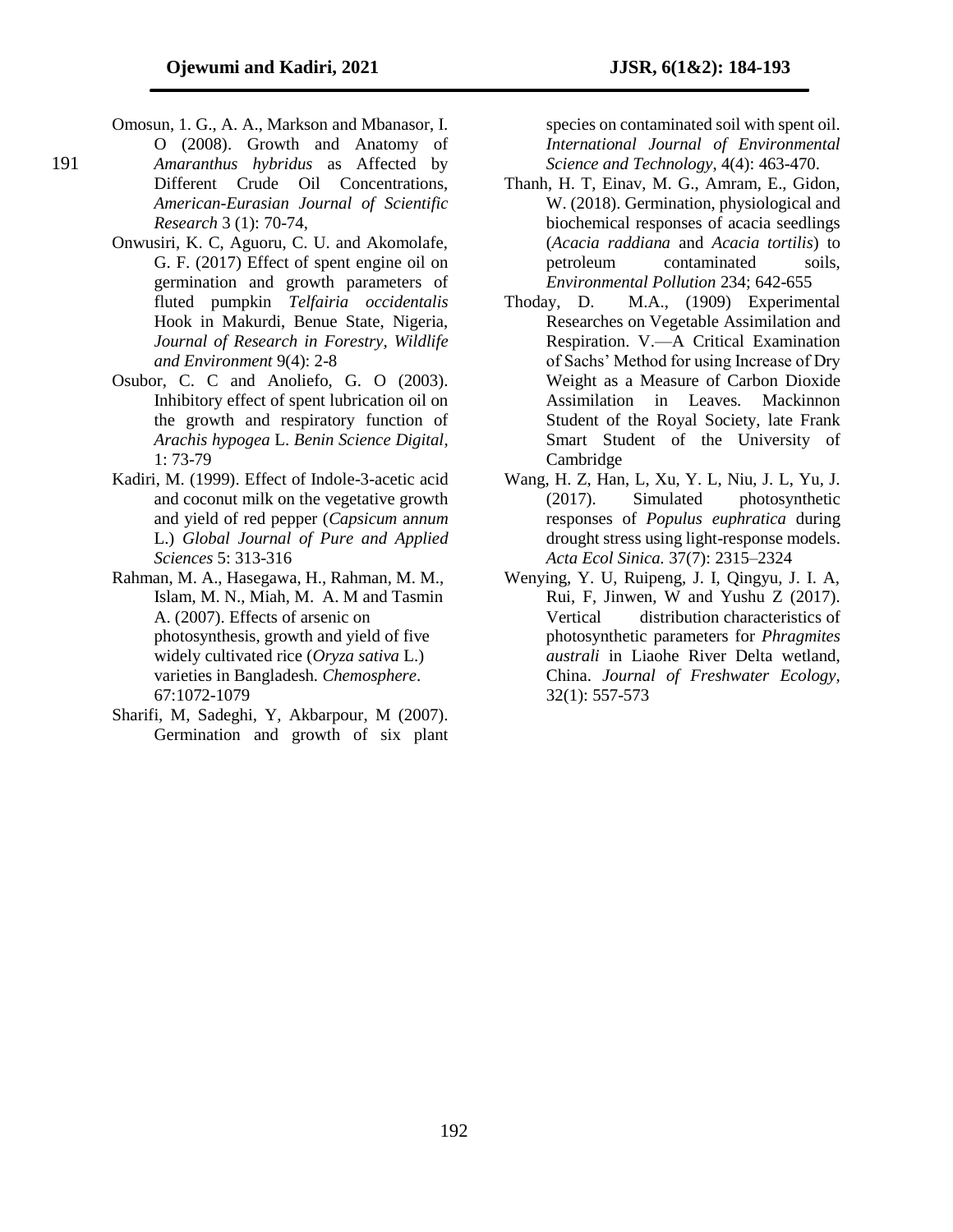Omosun, 1. G., A. A., Markson and Mbanasor, I. O (2008). Growth and Anatomy of *Amaranthus hybridus* as Affected by Different Crude Oil Concentrations, *American-Eurasian Journal of Scientific Research* 3 (1): 70-74,

Onwusiri, K. C, Aguoru, C. U. and Akomolafe, G. F. (2017) Effect of spent engine oil on germination and growth parameters of fluted pumpkin *Telfairia occidentalis* Hook in Makurdi, Benue State, Nigeria, *Journal of Research in Forestry, Wildlife and Environment* 9(4): 2-8

Osubor, C. C and Anoliefo, G. O (2003). Inhibitory effect of spent lubrication oil on the growth and respiratory function of *Arachis hypogea* L. *Benin Science Digital*, 1: 73-79

Kadiri, M. (1999). Effect of Indole-3-acetic acid and coconut milk on the vegetative growth and yield of red pepper (*Capsicum annum* L.) *Global Journal of Pure and Applied Sciences* 5: 313-316

Rahman, M. A., Hasegawa, H., Rahman, M. M., Islam, M. N., Miah, M. A. M and Tasmin A. (2007). Effects of arsenic on photosynthesis, growth and yield of five widely cultivated rice (*Oryza sativa* L.) varieties in Bangladesh. *Chemosphere*. 67:1072-1079

Sharifi, M, Sadeghi, Y, Akbarpour, M (2007). Germination and growth of six plant species on contaminated soil with spent oil. *International Journal of Environmental Science and Technology*, 4(4): 463-470.

Thanh, H. T, Einav, M. G., Amram, E., Gidon, W. (2018). Germination, physiological and biochemical responses of acacia seedlings (*Acacia raddiana* and *Acacia tortilis*) to petroleum contaminated soils, *Environmental Pollution* 234; 642-655

Thoday, D. M.A., (1909) Experimental Researches on Vegetable Assimilation and Respiration. V.—A Critical Examination of Sachs' Method for using Increase of Dry Weight as a Measure of Carbon Dioxide Assimilation in Leaves. Mackinnon Student of the Royal Society, late Frank Smart Student of the University of Cambridge

Wang, H. Z, Han, L, Xu, Y. L, Niu, J. L, Yu, J. (2017). Simulated photosynthetic responses of *Populus euphratica* during drought stress using light-response models. *Acta Ecol Sinica.* 37(7): 2315–2324

Wenying, Y. U, Ruipeng, J. I, Qingyu, J. I. A, Rui, F, Jinwen, W and Yushu Z (2017). Vertical distribution characteristics of photosynthetic parameters for *Phragmites australi* in Liaohe River Delta wetland, China. *Journal of Freshwater Ecology,* 32(1): 557-573